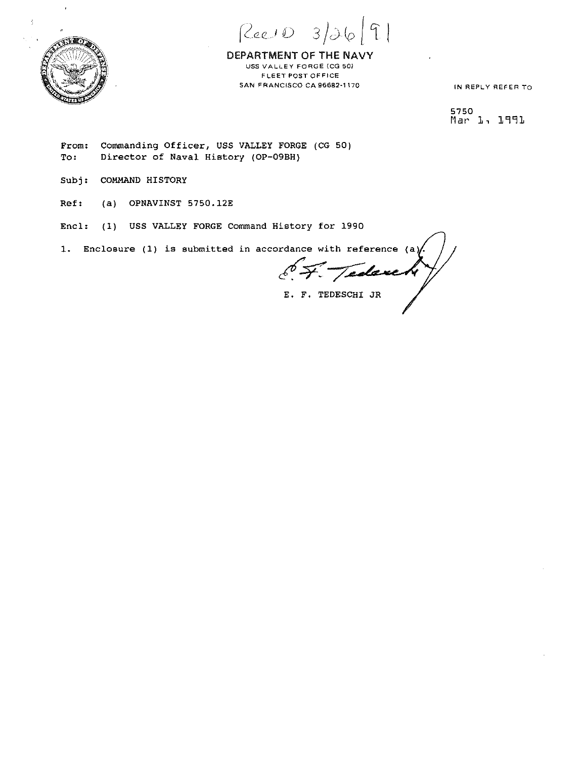Rec'D 3/26/91

**DEPARTMENT OF THE NAVY**
USS VALLEY FORGE (CG 50)
FLEET POST OFFICE
SAN FRANCISCO CA 96682-1170

IN REPLY REFER TO

5750
Mar 1, 1991

From: Commanding Officer, USS VALLEY FORGE (CG 50)
To: Director of Naval History (OP-09BH)

Subj: COMMAND HISTORY

Ref: (a) OPNAVINST 5750.12E

Encl: (1) USS VALLEY FORGE Command History for 1990

1. Enclosure (1) is submitted in accordance with reference (a).

E. F. Tedeschi

E. F. TEDESCHI JR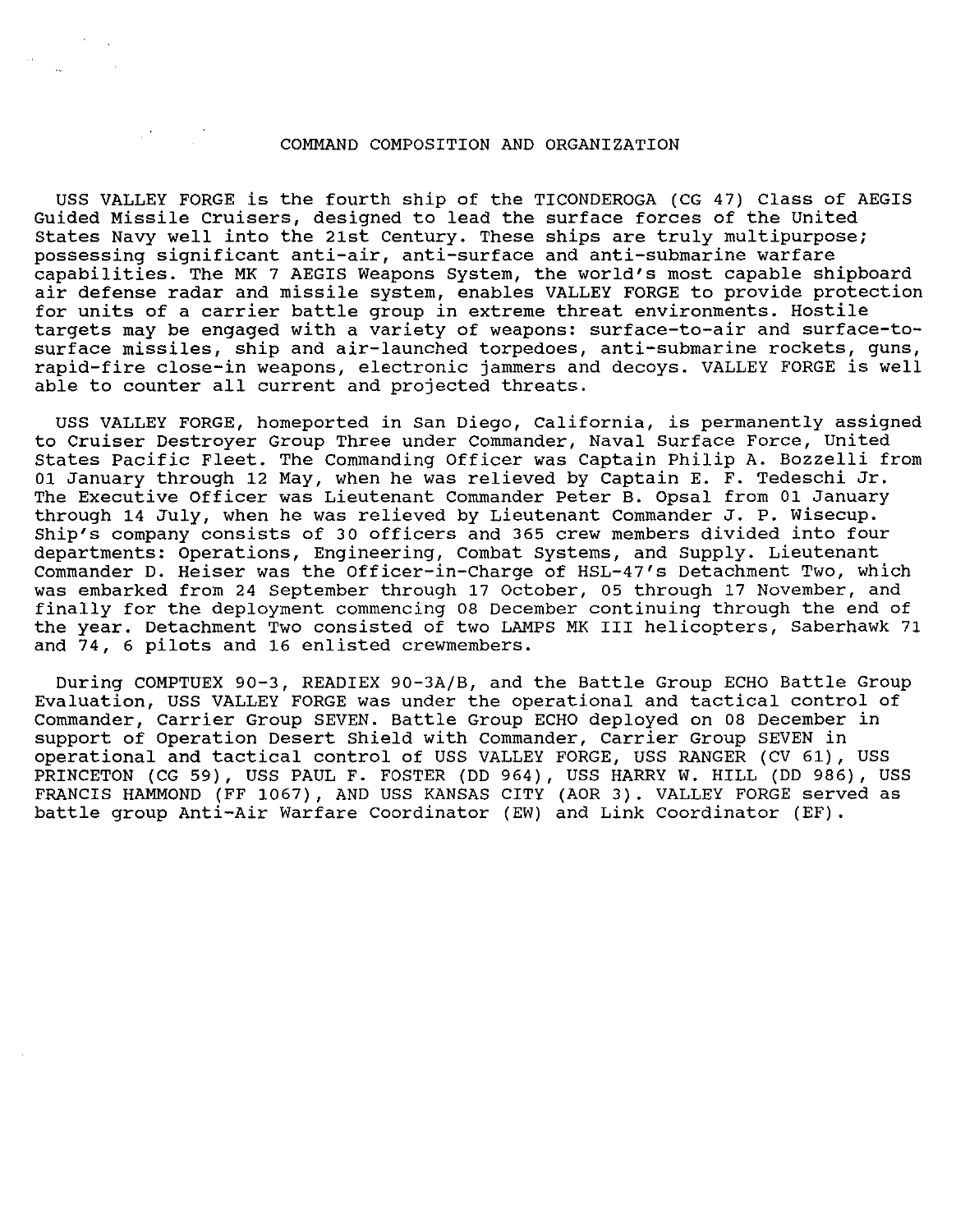# COMMAND COMPOSITION AND ORGANIZATION

USS VALLEY FORGE is the fourth ship of the TICONDEROGA (CG 47) Class of AEGIS Guided Missile Cruisers, designed to lead the surface forces of the United States Navy well into the 21st Century. These ships are truly multipurpose; possessing significant anti-air, anti-surface and anti-submarine warfare capabilities. The MK 7 AEGIS Weapons System, the world's most capable shipboard air defense radar and missile system, enables VALLEY FORGE to provide protection for units of a carrier battle group in extreme threat environments. Hostile targets may be engaged with a variety of weapons: surface-to-air and surface-to-surface missiles, ship and air-launched torpedoes, anti-submarine rockets, guns, rapid-fire close-in weapons, electronic jammers and decoys. VALLEY FORGE is well able to counter all current and projected threats.

USS VALLEY FORGE, homeported in San Diego, California, is permanently assigned to Cruiser Destroyer Group Three under Commander, Naval Surface Force, United States Pacific Fleet. The Commanding Officer was Captain Philip A. Bozzelli from 01 January through 12 May, when he was relieved by Captain E. F. Tedeschi Jr. The Executive Officer was Lieutenant Commander Peter B. Opsal from 01 January through 14 July, when he was relieved by Lieutenant Commander J. P. Wisecup. Ship's company consists of 30 officers and 365 crew members divided into four departments: Operations, Engineering, Combat Systems, and Supply. Lieutenant Commander D. Heiser was the Officer-in-Charge of HSL-47's Detachment Two, which was embarked from 24 September through 17 October, 05 through 17 November, and finally for the deployment commencing 08 December continuing through the end of the year. Detachment Two consisted of two LAMPS MK III helicopters, Saberhawk 71 and 74, 6 pilots and 16 enlisted crewmembers.

During COMPTUEX 90-3, READIEX 90-3A/B, and the Battle Group ECHO Battle Group Evaluation, USS VALLEY FORGE was under the operational and tactical control of Commander, Carrier Group SEVEN. Battle Group ECHO deployed on 08 December in support of Operation Desert Shield with Commander, Carrier Group SEVEN in operational and tactical control of USS VALLEY FORGE, USS RANGER (CV 61), USS PRINCETON (CG 59), USS PAUL F. FOSTER (DD 964), USS HARRY W. HILL (DD 986), USS FRANCIS HAMMOND (FF 1067), AND USS KANSAS CITY (AOR 3). VALLEY FORGE served as battle group Anti-Air Warfare Coordinator (EW) and Link Coordinator (EF).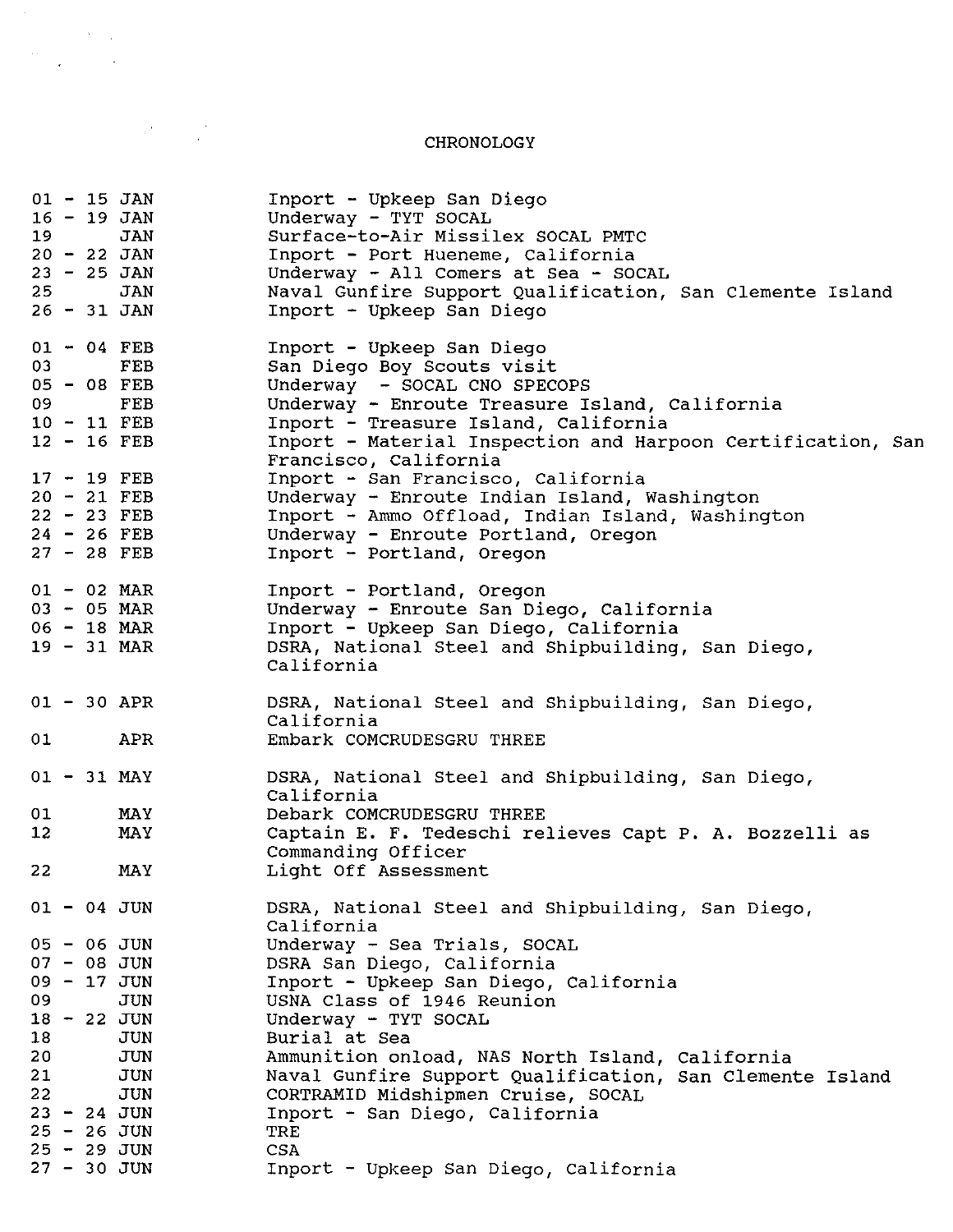# CHRONOLOGY

| | |
|---|---|
| 01 - 15 JAN | Inport - Upkeep San Diego |
| 16 - 19 JAN | Underway - TYT SOCAL |
| 19 JAN | Surface-to-Air Missilex SOCAL PMTC |
| 20 - 22 JAN | Inport - Port Hueneme, California |
| 23 - 25 JAN | Underway - All Comers at Sea - SOCAL |
| 25 JAN | Naval Gunfire Support Qualification, San Clemente Island |
| 26 - 31 JAN | Inport - Upkeep San Diego |
| | |
| 01 - 04 FEB | Inport - Upkeep San Diego |
| 03 FEB | San Diego Boy Scouts visit |
| 05 - 08 FEB | Underway - SOCAL CNO SPECOPS |
| 09 FEB | Underway - Enroute Treasure Island, California |
| 10 - 11 FEB | Inport - Treasure Island, California |
| 12 - 16 FEB | Inport - Material Inspection and Harpoon Certification, San Francisco, California |
| 17 - 19 FEB | Inport - San Francisco, California |
| 20 - 21 FEB | Underway - Enroute Indian Island, Washington |
| 22 - 23 FEB | Inport - Ammo Offload, Indian Island, Washington |
| 24 - 26 FEB | Underway - Enroute Portland, Oregon |
| 27 - 28 FEB | Inport - Portland, Oregon |
| | |
| 01 - 02 MAR | Inport - Portland, Oregon |
| 03 - 05 MAR | Underway - Enroute San Diego, California |
| 06 - 18 MAR | Inport - Upkeep San Diego, California |
| 19 - 31 MAR | DSRA, National Steel and Shipbuilding, San Diego, California |
| | |
| 01 - 30 APR | DSRA, National Steel and Shipbuilding, San Diego, California |
| 01 APR | Embark COMCRUDESGRU THREE |
| | |
| 01 - 31 MAY | DSRA, National Steel and Shipbuilding, San Diego, California |
| 01 MAY | Debark COMCRUDESGRU THREE |
| 12 MAY | Captain E. F. Tedeschi relieves Capt P. A. Bozzelli as Commanding Officer |
| 22 MAY | Light Off Assessment |
| | |
| 01 - 04 JUN | DSRA, National Steel and Shipbuilding, San Diego, California |
| 05 - 06 JUN | Underway - Sea Trials, SOCAL |
| 07 - 08 JUN | DSRA San Diego, California |
| 09 - 17 JUN | Inport - Upkeep San Diego, California |
| 09 JUN | USNA Class of 1946 Reunion |
| 18 - 22 JUN | Underway - TYT SOCAL |
| 18 JUN | Burial at Sea |
| 20 JUN | Ammunition onload, NAS North Island, California |
| 21 JUN | Naval Gunfire Support Qualification, San Clemente Island |
| 22 JUN | CORTRAMID Midshipmen Cruise, SOCAL |
| 23 - 24 JUN | Inport - San Diego, California |
| 25 - 26 JUN | TRE |
| 25 - 29 JUN | CSA |
| 27 - 30 JUN | Inport - Upkeep San Diego, California |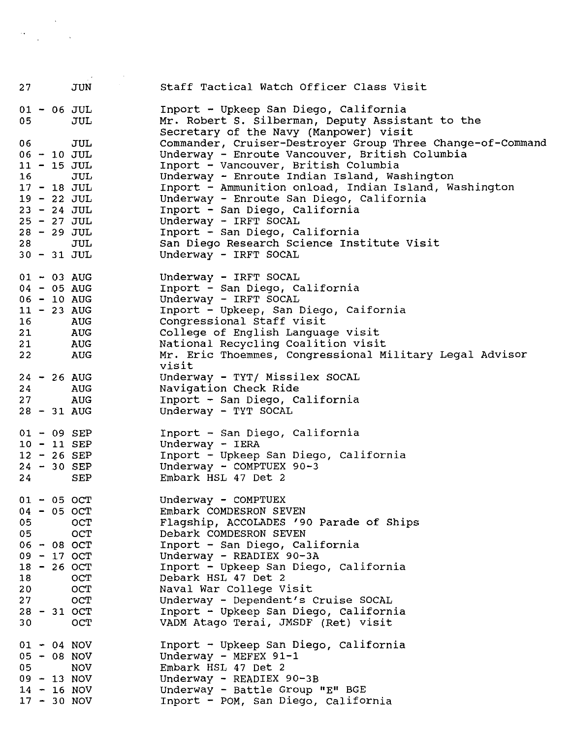| | |
|---|---|
| 27 JUN | Staff Tactical Watch Officer Class Visit |
| | |
| 01 - 06 JUL | Inport - Upkeep San Diego, California |
| 05 JUL | Mr. Robert S. Silberman, Deputy Assistant to the Secretary of the Navy (Manpower) visit |
| 06 JUL | Commander, Cruiser-Destroyer Group Three Change-of-Command |
| 06 - 10 JUL | Underway - Enroute Vancouver, British Columbia |
| 11 - 15 JUL | Inport - Vancouver, British Columbia |
| 16 JUL | Underway - Enroute Indian Island, Washington |
| 17 - 18 JUL | Inport - Ammunition onload, Indian Island, Washington |
| 19 - 22 JUL | Underway - Enroute San Diego, California |
| 23 - 24 JUL | Inport - San Diego, California |
| 25 - 27 JUL | Underway - IRFT SOCAL |
| 28 - 29 JUL | Inport - San Diego, California |
| 28 JUL | San Diego Research Science Institute Visit |
| 30 - 31 JUL | Underway - IRFT SOCAL |
| | |
| 01 - 03 AUG | Underway - IRFT SOCAL |
| 04 - 05 AUG | Inport - San Diego, California |
| 06 - 10 AUG | Underway - IRFT SOCAL |
| 11 - 23 AUG | Inport - Upkeep, San Diego, Caifornia |
| 16 AUG | Congressional Staff visit |
| 21 AUG | College of English Language visit |
| 21 AUG | National Recycling Coalition visit |
| 22 AUG | Mr. Eric Thoemmes, Congressional Military Legal Advisor visit |
| 24 - 26 AUG | Underway - TYT/ Missilex SOCAL |
| 24 AUG | Navigation Check Ride |
| 27 AUG | Inport - San Diego, California |
| 28 - 31 AUG | Underway - TYT SOCAL |
| | |
| 01 - 09 SEP | Inport - San Diego, California |
| 10 - 11 SEP | Underway - IERA |
| 12 - 26 SEP | Inport - Upkeep San Diego, California |
| 24 - 30 SEP | Underway - COMPTUEX 90-3 |
| 24 SEP | Embark HSL 47 Det 2 |
| | |
| 01 - 05 OCT | Underway - COMPTUEX |
| 04 - 05 OCT | Embark COMDESRON SEVEN |
| 05 OCT | Flagship, ACCOLADES '90 Parade of Ships |
| 05 OCT | Debark COMDESRON SEVEN |
| 06 - 08 OCT | Inport - San Diego, California |
| 09 - 17 OCT | Underway - READIEX 90-3A |
| 18 - 26 OCT | Inport - Upkeep San Diego, California |
| 18 OCT | Debark HSL 47 Det 2 |
| 20 OCT | Naval War College Visit |
| 27 OCT | Underway - Dependent's Cruise SOCAL |
| 28 - 31 OCT | Inport - Upkeep San Diego, California |
| 30 OCT | VADM Atago Terai, JMSDF (Ret) visit |
| | |
| 01 - 04 NOV | Inport - Upkeep San Diego, California |
| 05 - 08 NOV | Underway - MEFEX 91-1 |
| 05 NOV | Embark HSL 47 Det 2 |
| 09 - 13 NOV | Underway - READIEX 90-3B |
| 14 - 16 NOV | Underway - Battle Group "E" BGE |
| 17 - 30 NOV | Inport - POM, San Diego, California |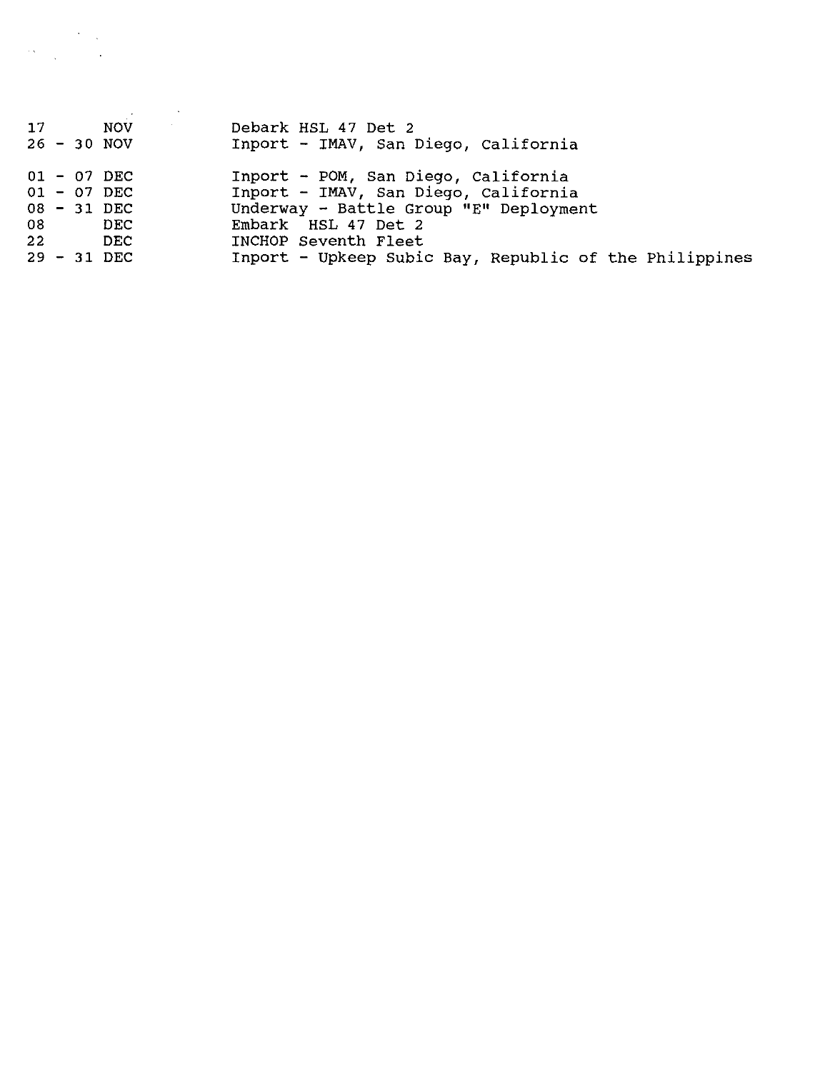| | |
|---|---|
| 17 NOV | Debark HSL 47 Det 2 |
| 26 - 30 NOV | Inport - IMAV, San Diego, California |
| 01 - 07 DEC | Inport - POM, San Diego, California |
| 01 - 07 DEC | Inport - IMAV, San Diego, California |
| 08 - 31 DEC | Underway - Battle Group "E" Deployment |
| 08 DEC | Embark HSL 47 Det 2 |
| 22 DEC | INCHOP Seventh Fleet |
| 29 - 31 DEC | Inport - Upkeep Subic Bay, Republic of the Philippines |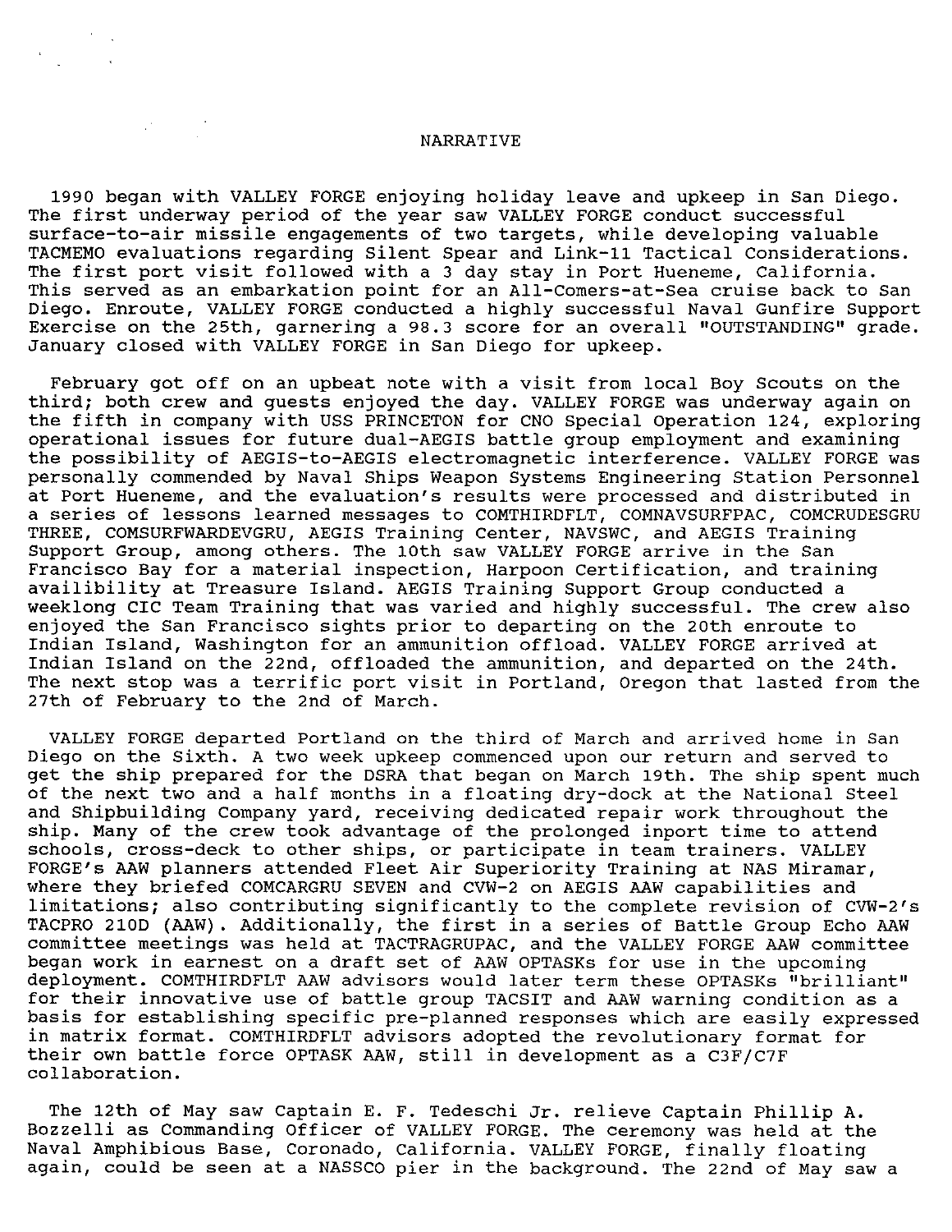# NARRATIVE

1990 began with VALLEY FORGE enjoying holiday leave and upkeep in San Diego. The first underway period of the year saw VALLEY FORGE conduct successful surface-to-air missile engagements of two targets, while developing valuable TACMEMO evaluations regarding Silent Spear and Link-11 Tactical Considerations. The first port visit followed with a 3 day stay in Port Hueneme, California. This served as an embarkation point for an All-Comers-at-Sea cruise back to San Diego. Enroute, VALLEY FORGE conducted a highly successful Naval Gunfire Support Exercise on the 25th, garnering a 98.3 score for an overall "OUTSTANDING" grade. January closed with VALLEY FORGE in San Diego for upkeep.

February got off on an upbeat note with a visit from local Boy Scouts on the third; both crew and guests enjoyed the day. VALLEY FORGE was underway again on the fifth in company with USS PRINCETON for CNO Special Operation 124, exploring operational issues for future dual-AEGIS battle group employment and examining the possibility of AEGIS-to-AEGIS electromagnetic interference. VALLEY FORGE was personally commended by Naval Ships Weapon Systems Engineering Station Personnel at Port Hueneme, and the evaluation's results were processed and distributed in a series of lessons learned messages to COMTHIRDFLT, COMNAVSURFPAC, COMCRUDESGRU THREE, COMSURFWARDEVGRU, AEGIS Training Center, NAVSWC, and AEGIS Training Support Group, among others. The 10th saw VALLEY FORGE arrive in the San Francisco Bay for a material inspection, Harpoon Certification, and training availibility at Treasure Island. AEGIS Training Support Group conducted a weeklong CIC Team Training that was varied and highly successful. The crew also enjoyed the San Francisco sights prior to departing on the 20th enroute to Indian Island, Washington for an ammunition offload. VALLEY FORGE arrived at Indian Island on the 22nd, offloaded the ammunition, and departed on the 24th. The next stop was a terrific port visit in Portland, Oregon that lasted from the 27th of February to the 2nd of March.

VALLEY FORGE departed Portland on the third of March and arrived home in San Diego on the Sixth. A two week upkeep commenced upon our return and served to get the ship prepared for the DSRA that began on March 19th. The ship spent much of the next two and a half months in a floating dry-dock at the National Steel and Shipbuilding Company yard, receiving dedicated repair work throughout the ship. Many of the crew took advantage of the prolonged inport time to attend schools, cross-deck to other ships, or participate in team trainers. VALLEY FORGE's AAW planners attended Fleet Air Superiority Training at NAS Miramar, where they briefed COMCARGRU SEVEN and CVW-2 on AEGIS AAW capabilities and limitations; also contributing significantly to the complete revision of CVW-2's TACPRO 210D (AAW). Additionally, the first in a series of Battle Group Echo AAW committee meetings was held at TACTRAGRUPAC, and the VALLEY FORGE AAW committee began work in earnest on a draft set of AAW OPTASKs for use in the upcoming deployment. COMTHIRDFLT AAW advisors would later term these OPTASKs "brilliant" for their innovative use of battle group TACSIT and AAW warning condition as a basis for establishing specific pre-planned responses which are easily expressed in matrix format. COMTHIRDFLT advisors adopted the revolutionary format for their own battle force OPTASK AAW, still in development as a C3F/C7F collaboration.

The 12th of May saw Captain E. F. Tedeschi Jr. relieve Captain Phillip A. Bozzelli as Commanding Officer of VALLEY FORGE. The ceremony was held at the Naval Amphibious Base, Coronado, California. VALLEY FORGE, finally floating again, could be seen at a NASSCO pier in the background. The 22nd of May saw a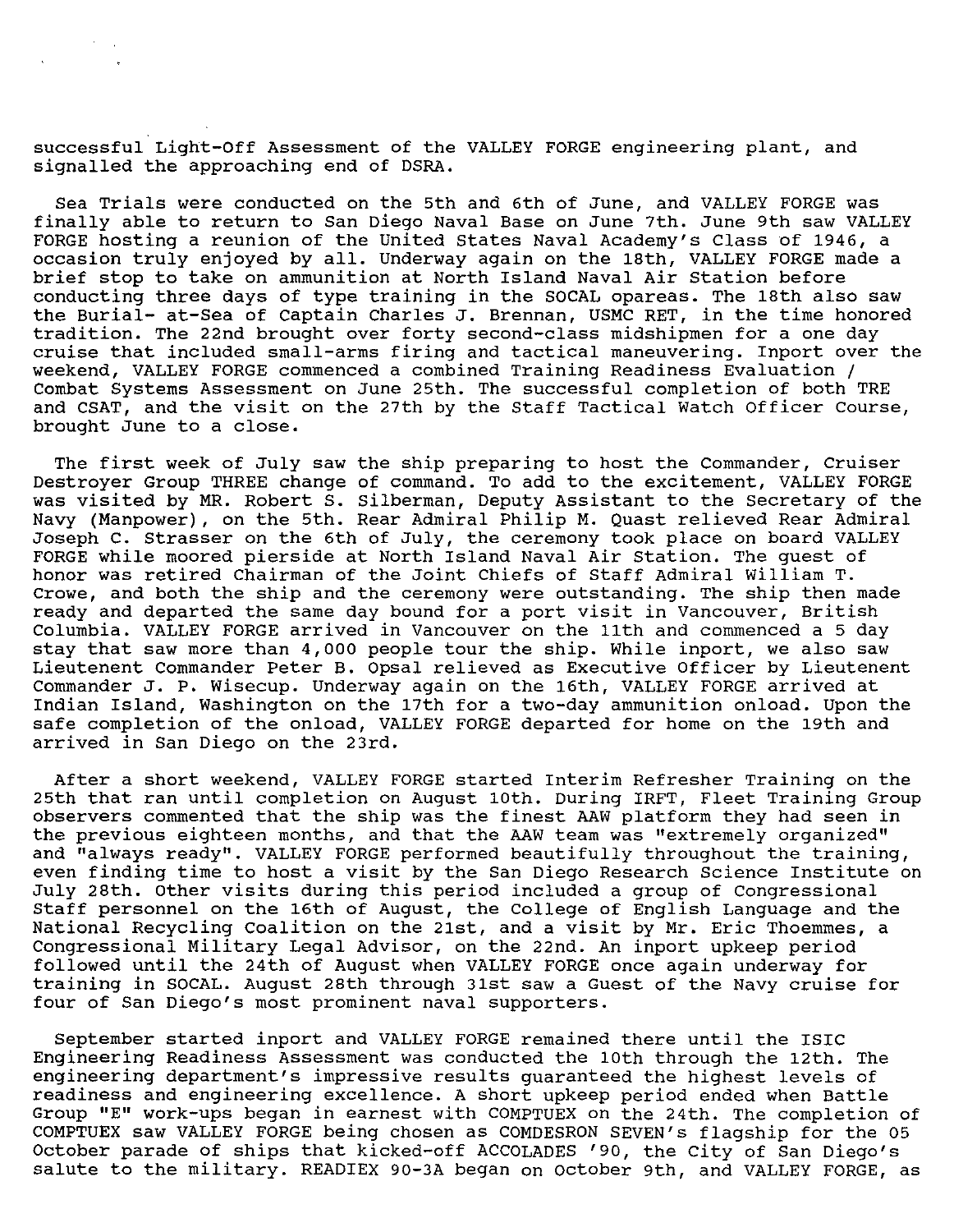successful Light-Off Assessment of the VALLEY FORGE engineering plant, and signalled the approaching end of DSRA.

Sea Trials were conducted on the 5th and 6th of June, and VALLEY FORGE was finally able to return to San Diego Naval Base on June 7th. June 9th saw VALLEY FORGE hosting a reunion of the United States Naval Academy's Class of 1946, a occasion truly enjoyed by all. Underway again on the 18th, VALLEY FORGE made a brief stop to take on ammunition at North Island Naval Air Station before conducting three days of type training in the SOCAL opareas. The 18th also saw the Burial- at-Sea of Captain Charles J. Brennan, USMC RET, in the time honored tradition. The 22nd brought over forty second-class midshipmen for a one day cruise that included small-arms firing and tactical maneuvering. Inport over the weekend, VALLEY FORGE commenced a combined Training Readiness Evaluation / Combat Systems Assessment on June 25th. The successful completion of both TRE and CSAT, and the visit on the 27th by the Staff Tactical Watch Officer Course, brought June to a close.

The first week of July saw the ship preparing to host the Commander, Cruiser Destroyer Group THREE change of command. To add to the excitement, VALLEY FORGE was visited by MR. Robert S. Silberman, Deputy Assistant to the Secretary of the Navy (Manpower), on the 5th. Rear Admiral Philip M. Quast relieved Rear Admiral Joseph C. Strasser on the 6th of July, the ceremony took place on board VALLEY FORGE while moored pierside at North Island Naval Air Station. The guest of honor was retired Chairman of the Joint Chiefs of Staff Admiral William T. Crowe, and both the ship and the ceremony were outstanding. The ship then made ready and departed the same day bound for a port visit in Vancouver, British Columbia. VALLEY FORGE arrived in Vancouver on the 11th and commenced a 5 day stay that saw more than 4,000 people tour the ship. While inport, we also saw Lieutenent Commander Peter B. Opsal relieved as Executive Officer by Lieutenent Commander J. P. Wisecup. Underway again on the 16th, VALLEY FORGE arrived at Indian Island, Washington on the 17th for a two-day ammunition onload. Upon the safe completion of the onload, VALLEY FORGE departed for home on the 19th and arrived in San Diego on the 23rd.

After a short weekend, VALLEY FORGE started Interim Refresher Training on the 25th that ran until completion on August 10th. During IRFT, Fleet Training Group observers commented that the ship was the finest AAW platform they had seen in the previous eighteen months, and that the AAW team was "extremely organized" and "always ready". VALLEY FORGE performed beautifully throughout the training, even finding time to host a visit by the San Diego Research Science Institute on July 28th. Other visits during this period included a group of Congressional Staff personnel on the 16th of August, the College of English Language and the National Recycling Coalition on the 21st, and a visit by Mr. Eric Thoemmes, a Congressional Military Legal Advisor, on the 22nd. An inport upkeep period followed until the 24th of August when VALLEY FORGE once again underway for training in SOCAL. August 28th through 31st saw a Guest of the Navy cruise for four of San Diego's most prominent naval supporters.

September started inport and VALLEY FORGE remained there until the ISIC Engineering Readiness Assessment was conducted the 10th through the 12th. The engineering department's impressive results guaranteed the highest levels of readiness and engineering excellence. A short upkeep period ended when Battle Group "E" work-ups began in earnest with COMPTUEX on the 24th. The completion of COMPTUEX saw VALLEY FORGE being chosen as COMDESRON SEVEN's flagship for the 05 October parade of ships that kicked-off ACCOLADES '90, the City of San Diego's salute to the military. READIEX 90-3A began on October 9th, and VALLEY FORGE, as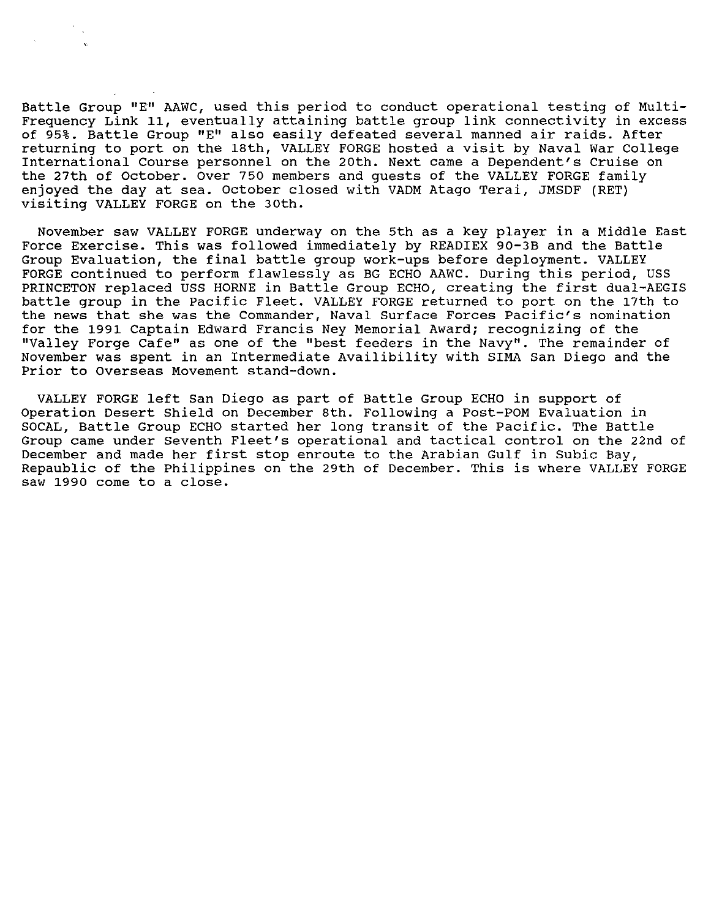Battle Group "E" AAWC, used this period to conduct operational testing of Multi-Frequency Link 11, eventually attaining battle group link connectivity in excess of 95%. Battle Group "E" also easily defeated several manned air raids. After returning to port on the 18th, VALLEY FORGE hosted a visit by Naval War College International Course personnel on the 20th. Next came a Dependent's Cruise on the 27th of October. Over 750 members and guests of the VALLEY FORGE family enjoyed the day at sea. October closed with VADM Atago Terai, JMSDF (RET) visiting VALLEY FORGE on the 30th.

November saw VALLEY FORGE underway on the 5th as a key player in a Middle East Force Exercise. This was followed immediately by READIEX 90-3B and the Battle Group Evaluation, the final battle group work-ups before deployment. VALLEY FORGE continued to perform flawlessly as BG ECHO AAWC. During this period, USS PRINCETON replaced USS HORNE in Battle Group ECHO, creating the first dual-AEGIS battle group in the Pacific Fleet. VALLEY FORGE returned to port on the 17th to the news that she was the Commander, Naval Surface Forces Pacific's nomination for the 1991 Captain Edward Francis Ney Memorial Award; recognizing of the "Valley Forge Cafe" as one of the "best feeders in the Navy". The remainder of November was spent in an Intermediate Availibility with SIMA San Diego and the Prior to Overseas Movement stand-down.

VALLEY FORGE left San Diego as part of Battle Group ECHO in support of Operation Desert Shield on December 8th. Following a Post-POM Evaluation in SOCAL, Battle Group ECHO started her long transit of the Pacific. The Battle Group came under Seventh Fleet's operational and tactical control on the 22nd of December and made her first stop enroute to the Arabian Gulf in Subic Bay, Repaublic of the Philippines on the 29th of December. This is where VALLEY FORGE saw 1990 come to a close.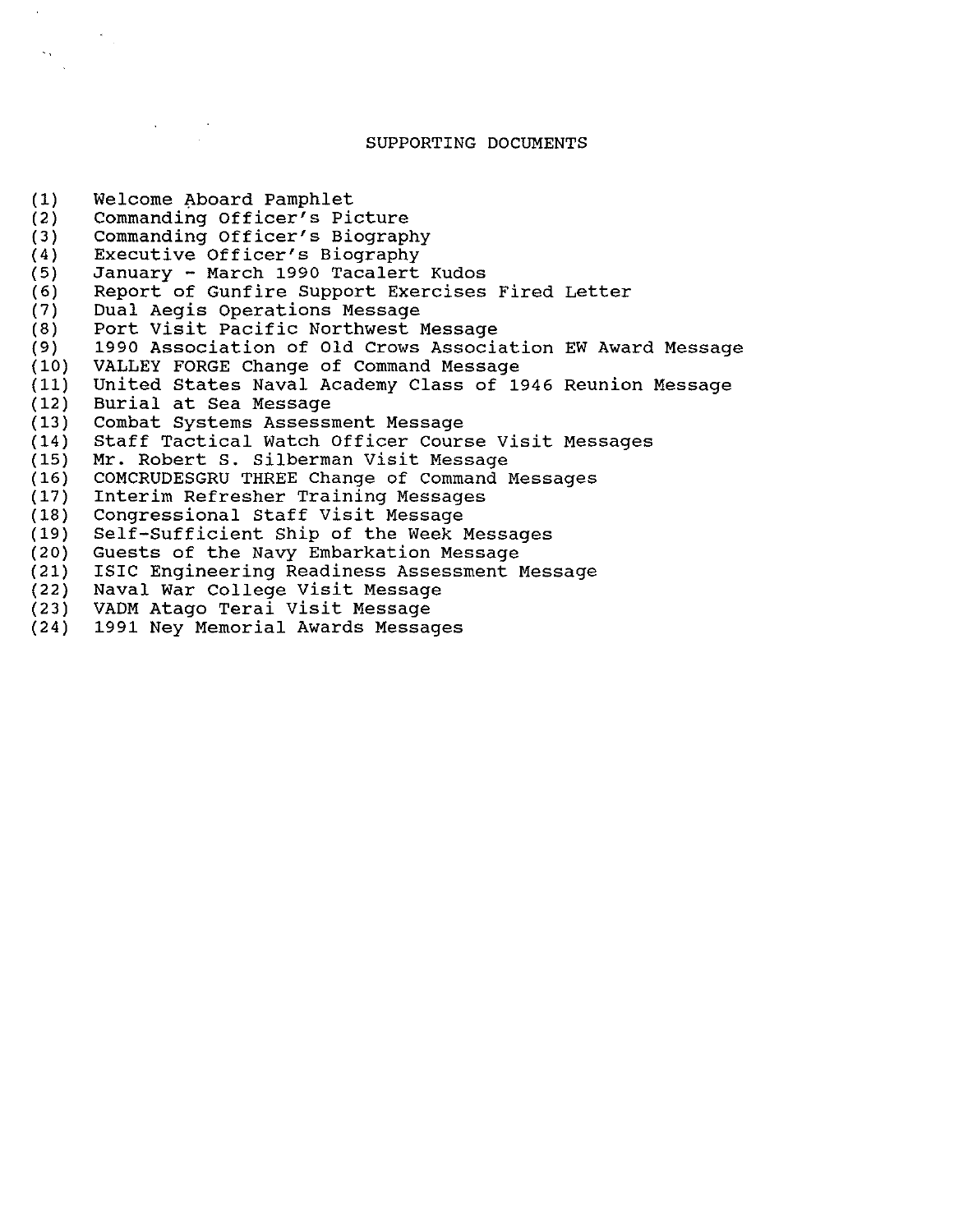## SUPPORTING DOCUMENTS

(1) Welcome Aboard Pamphlet
(2) Commanding Officer's Picture
(3) Commanding Officer's Biography
(4) Executive Officer's Biography
(5) January - March 1990 Tacalert Kudos
(6) Report of Gunfire Support Exercises Fired Letter
(7) Dual Aegis Operations Message
(8) Port Visit Pacific Northwest Message
(9) 1990 Association of Old Crows Association EW Award Message
(10) VALLEY FORGE Change of Command Message
(11) United States Naval Academy Class of 1946 Reunion Message
(12) Burial at Sea Message
(13) Combat Systems Assessment Message
(14) Staff Tactical Watch Officer Course Visit Messages
(15) Mr. Robert S. Silberman Visit Message
(16) COMCRUDESGRU THREE Change of Command Messages
(17) Interim Refresher Training Messages
(18) Congressional Staff Visit Message
(19) Self-Sufficient Ship of the Week Messages
(20) Guests of the Navy Embarkation Message
(21) ISIC Engineering Readiness Assessment Message
(22) Naval War College Visit Message
(23) VADM Atago Terai Visit Message
(24) 1991 Ney Memorial Awards Messages